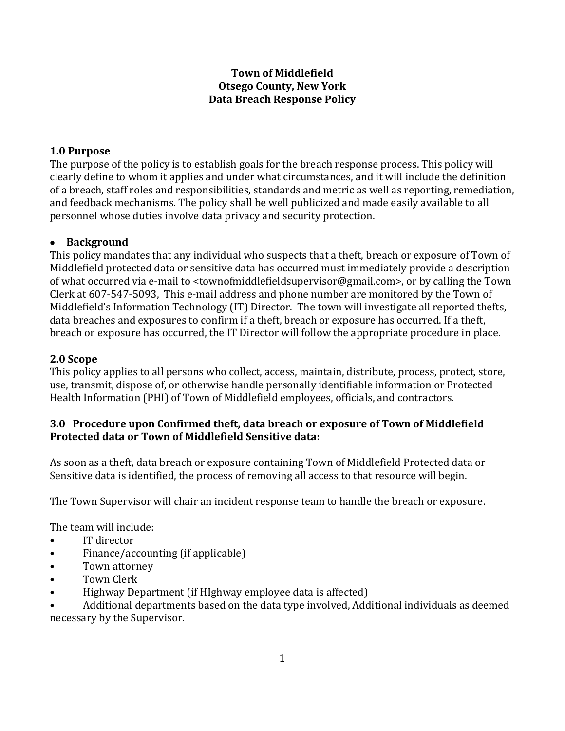**Town of Middlefield**
**Otsego County, New York**
**Data Breach Response Policy**

## 1.0 Purpose

The purpose of the policy is to establish goals for the breach response process. This policy will clearly define to whom it applies and under what circumstances, and it will include the definition of a breach, staff roles and responsibilities, standards and metric as well as reporting, remediation, and feedback mechanisms. The policy shall be well publicized and made easily available to all personnel whose duties involve data privacy and security protection.

- **Background**

This policy mandates that any individual who suspects that a theft, breach or exposure of Town of Middlefield protected data or sensitive data has occurred must immediately provide a description of what occurred via e-mail to <townofmiddlefieldsupervisor@gmail.com>, or by calling the Town Clerk at 607-547-5093, This e-mail address and phone number are monitored by the Town of Middlefield's Information Technology (IT) Director. The town will investigate all reported thefts, data breaches and exposures to confirm if a theft, breach or exposure has occurred. If a theft, breach or exposure has occurred, the IT Director will follow the appropriate procedure in place.

## 2.0 Scope

This policy applies to all persons who collect, access, maintain, distribute, process, protect, store, use, transmit, dispose of, or otherwise handle personally identifiable information or Protected Health Information (PHI) of Town of Middlefield employees, officials, and contractors.

## 3.0 Procedure upon Confirmed theft, data breach or exposure of Town of Middlefield Protected data or Town of Middlefield Sensitive data:

As soon as a theft, data breach or exposure containing Town of Middlefield Protected data or Sensitive data is identified, the process of removing all access to that resource will begin.

The Town Supervisor will chair an incident response team to handle the breach or exposure.

The team will include:

- IT director
- Finance/accounting (if applicable)
- Town attorney
- Town Clerk
- Highway Department (if HIghway employee data is affected)
- Additional departments based on the data type involved, Additional individuals as deemed necessary by the Supervisor.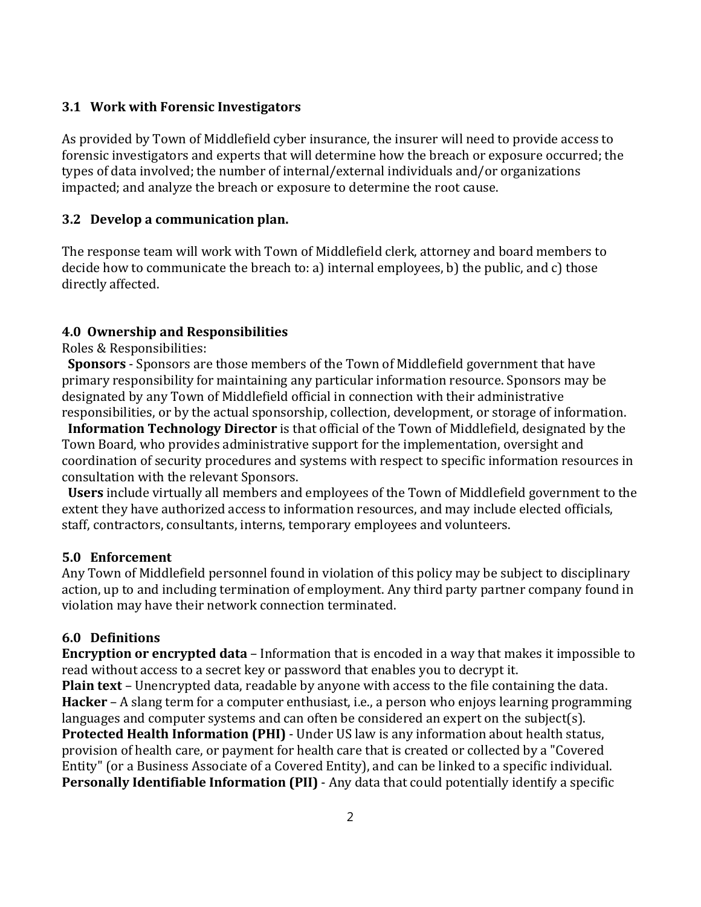### 3.1 Work with Forensic Investigators

As provided by Town of Middlefield cyber insurance, the insurer will need to provide access to forensic investigators and experts that will determine how the breach or exposure occurred; the types of data involved; the number of internal/external individuals and/or organizations impacted; and analyze the breach or exposure to determine the root cause.

### 3.2 Develop a communication plan.

The response team will work with Town of Middlefield clerk, attorney and board members to decide how to communicate the breach to: a) internal employees, b) the public, and c) those directly affected.

## 4.0 Ownership and Responsibilities

Roles & Responsibilities:

**Sponsors** - Sponsors are those members of the Town of Middlefield government that have primary responsibility for maintaining any particular information resource. Sponsors may be designated by any Town of Middlefield official in connection with their administrative responsibilities, or by the actual sponsorship, collection, development, or storage of information.

**Information Technology Director** is that official of the Town of Middlefield, designated by the Town Board, who provides administrative support for the implementation, oversight and coordination of security procedures and systems with respect to specific information resources in consultation with the relevant Sponsors.

**Users** include virtually all members and employees of the Town of Middlefield government to the extent they have authorized access to information resources, and may include elected officials, staff, contractors, consultants, interns, temporary employees and volunteers.

## 5.0 Enforcement

Any Town of Middlefield personnel found in violation of this policy may be subject to disciplinary action, up to and including termination of employment. Any third party partner company found in violation may have their network connection terminated.

## 6.0 Definitions

**Encryption or encrypted data** – Information that is encoded in a way that makes it impossible to read without access to a secret key or password that enables you to decrypt it.

**Plain text** – Unencrypted data, readable by anyone with access to the file containing the data.

**Hacker** – A slang term for a computer enthusiast, i.e., a person who enjoys learning programming languages and computer systems and can often be considered an expert on the subject(s).

**Protected Health Information (PHI)** - Under US law is any information about health status, provision of health care, or payment for health care that is created or collected by a "Covered Entity" (or a Business Associate of a Covered Entity), and can be linked to a specific individual.

**Personally Identifiable Information (PII)** - Any data that could potentially identify a specific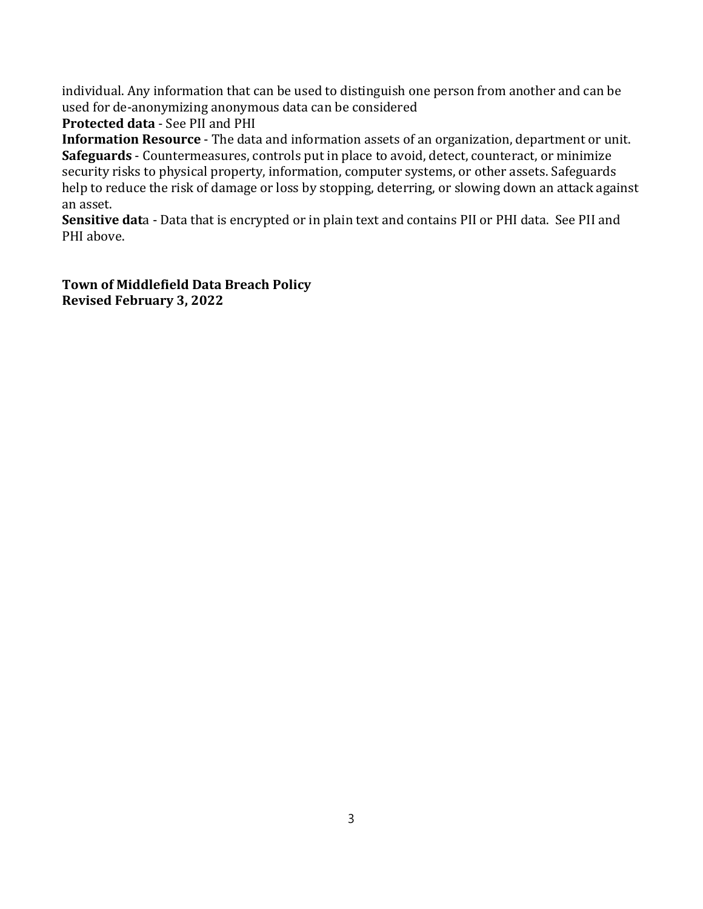individual. Any information that can be used to distinguish one person from another and can be used for de-anonymizing anonymous data can be considered

**Protected data** - See PII and PHI

**Information Resource** - The data and information assets of an organization, department or unit.

**Safeguards** - Countermeasures, controls put in place to avoid, detect, counteract, or minimize security risks to physical property, information, computer systems, or other assets. Safeguards help to reduce the risk of damage or loss by stopping, deterring, or slowing down an attack against an asset.

**Sensitive dat**a - Data that is encrypted or in plain text and contains PII or PHI data. See PII and PHI above.

**Town of Middlefield Data Breach Policy**
**Revised February 3, 2022**